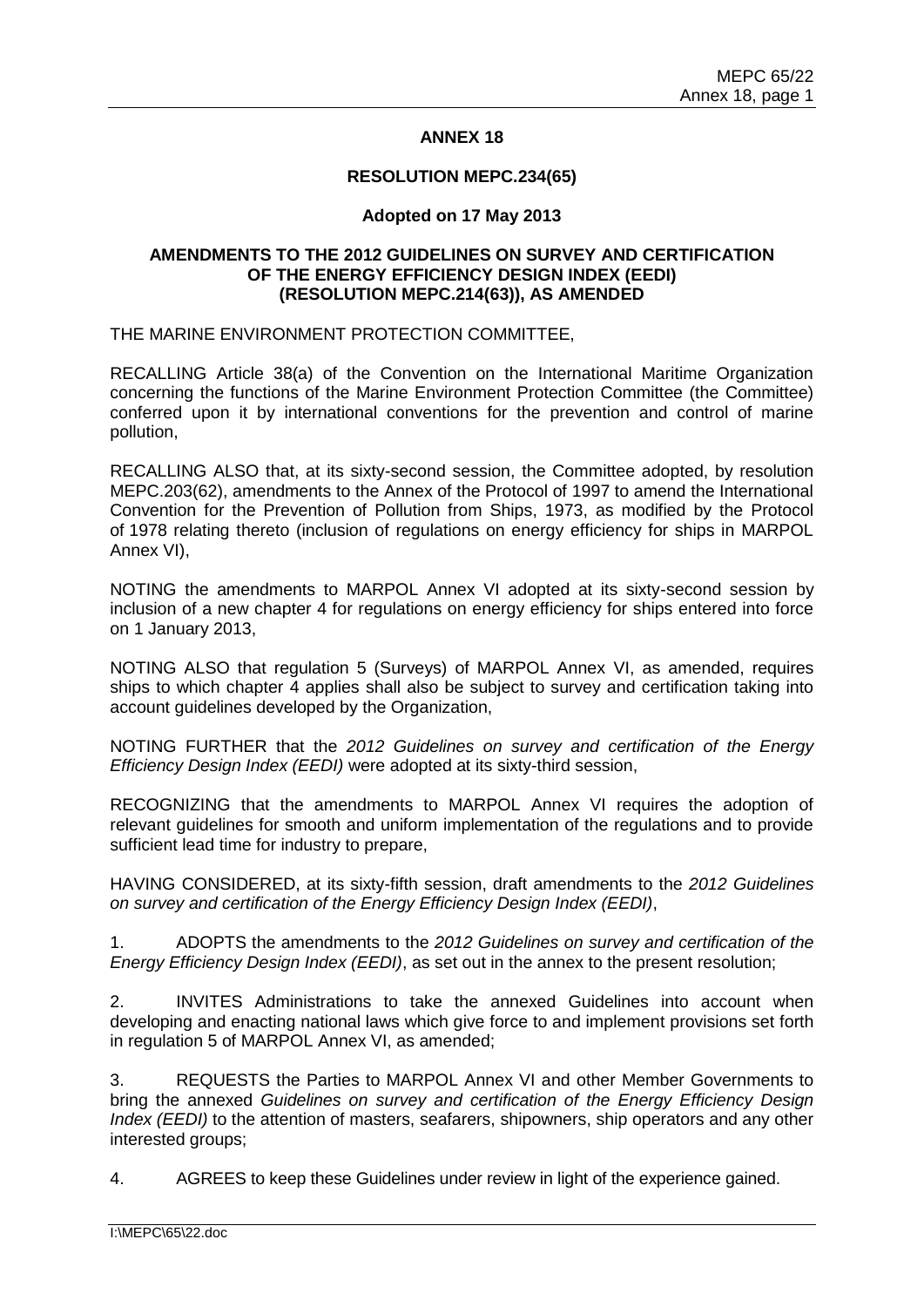# ANNEX 18

## RESOLUTION MEPC.234(65)

**Adopted on 17 May 2013**

## AMENDMENTS TO THE 2012 GUIDELINES ON SURVEY AND CERTIFICATION OF THE ENERGY EFFICIENCY DESIGN INDEX (EEDI) (RESOLUTION MEPC.214(63)), AS AMENDED

THE MARINE ENVIRONMENT PROTECTION COMMITTEE,

RECALLING Article 38(a) of the Convention on the International Maritime Organization concerning the functions of the Marine Environment Protection Committee (the Committee) conferred upon it by international conventions for the prevention and control of marine pollution,

RECALLING ALSO that, at its sixty-second session, the Committee adopted, by resolution MEPC.203(62), amendments to the Annex of the Protocol of 1997 to amend the International Convention for the Prevention of Pollution from Ships, 1973, as modified by the Protocol of 1978 relating thereto (inclusion of regulations on energy efficiency for ships in MARPOL Annex VI),

NOTING the amendments to MARPOL Annex VI adopted at its sixty-second session by inclusion of a new chapter 4 for regulations on energy efficiency for ships entered into force on 1 January 2013,

NOTING ALSO that regulation 5 (Surveys) of MARPOL Annex VI, as amended, requires ships to which chapter 4 applies shall also be subject to survey and certification taking into account guidelines developed by the Organization,

NOTING FURTHER that the *2012 Guidelines on survey and certification of the Energy Efficiency Design Index (EEDI)* were adopted at its sixty-third session,

RECOGNIZING that the amendments to MARPOL Annex VI requires the adoption of relevant guidelines for smooth and uniform implementation of the regulations and to provide sufficient lead time for industry to prepare,

HAVING CONSIDERED, at its sixty-fifth session, draft amendments to the *2012 Guidelines on survey and certification of the Energy Efficiency Design Index (EEDI)*,

1. ADOPTS the amendments to the *2012 Guidelines on survey and certification of the Energy Efficiency Design Index (EEDI)*, as set out in the annex to the present resolution;

2. INVITES Administrations to take the annexed Guidelines into account when developing and enacting national laws which give force to and implement provisions set forth in regulation 5 of MARPOL Annex VI, as amended;

3. REQUESTS the Parties to MARPOL Annex VI and other Member Governments to bring the annexed *Guidelines on survey and certification of the Energy Efficiency Design Index (EEDI)* to the attention of masters, seafarers, shipowners, ship operators and any other interested groups;

4. AGREES to keep these Guidelines under review in light of the experience gained.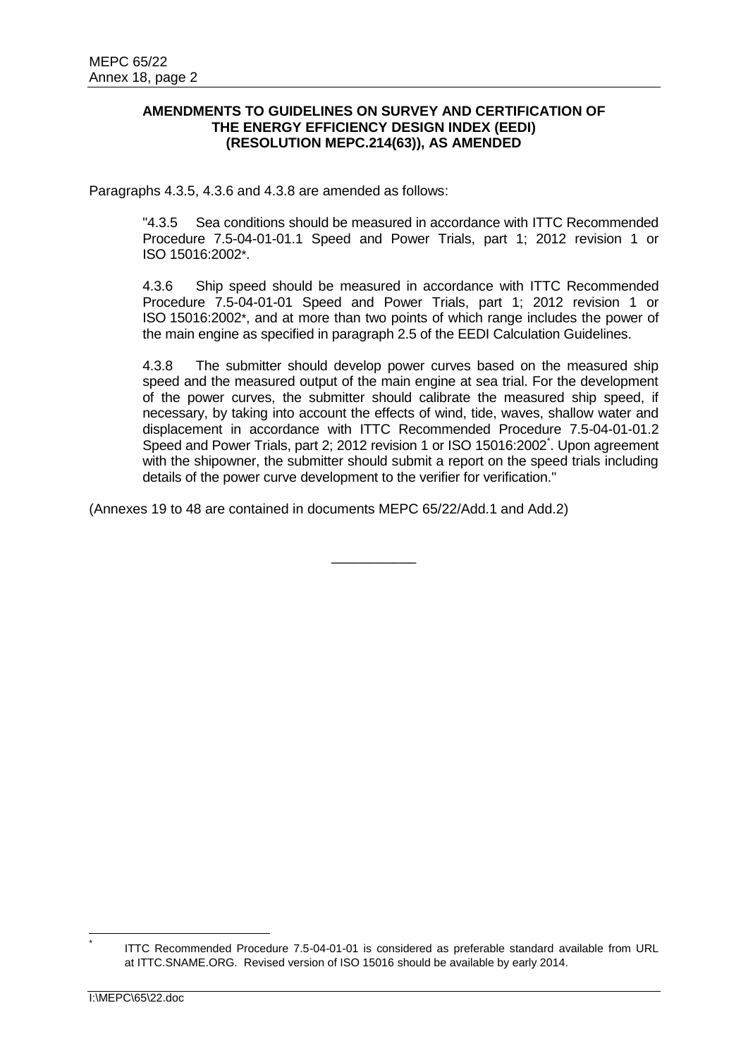**AMENDMENTS TO GUIDELINES ON SURVEY AND CERTIFICATION OF THE ENERGY EFFICIENCY DESIGN INDEX (EEDI) (RESOLUTION MEPC.214(63)), AS AMENDED**

Paragraphs 4.3.5, 4.3.6 and 4.3.8 are amended as follows:

> "4.3.5 Sea conditions should be measured in accordance with ITTC Recommended Procedure 7.5-04-01-01.1 Speed and Power Trials, part 1; 2012 revision 1 or ISO 15016:2002*.
>
> 4.3.6 Ship speed should be measured in accordance with ITTC Recommended Procedure 7.5-04-01-01 Speed and Power Trials, part 1; 2012 revision 1 or ISO 15016:2002*, and at more than two points of which range includes the power of the main engine as specified in paragraph 2.5 of the EEDI Calculation Guidelines.
>
> 4.3.8 The submitter should develop power curves based on the measured ship speed and the measured output of the main engine at sea trial. For the development of the power curves, the submitter should calibrate the measured ship speed, if necessary, by taking into account the effects of wind, tide, waves, shallow water and displacement in accordance with ITTC Recommended Procedure 7.5-04-01-01.2 Speed and Power Trials, part 2; 2012 revision 1 or ISO 15016:2002*. Upon agreement with the shipowner, the submitter should submit a report on the speed trials including details of the power curve development to the verifier for verification."

(Annexes 19 to 48 are contained in documents MEPC 65/22/Add.1 and Add.2)

---

\* ITTC Recommended Procedure 7.5-04-01-01 is considered as preferable standard available from URL at ITTC.SNAME.ORG. Revised version of ISO 15016 should be available by early 2014.